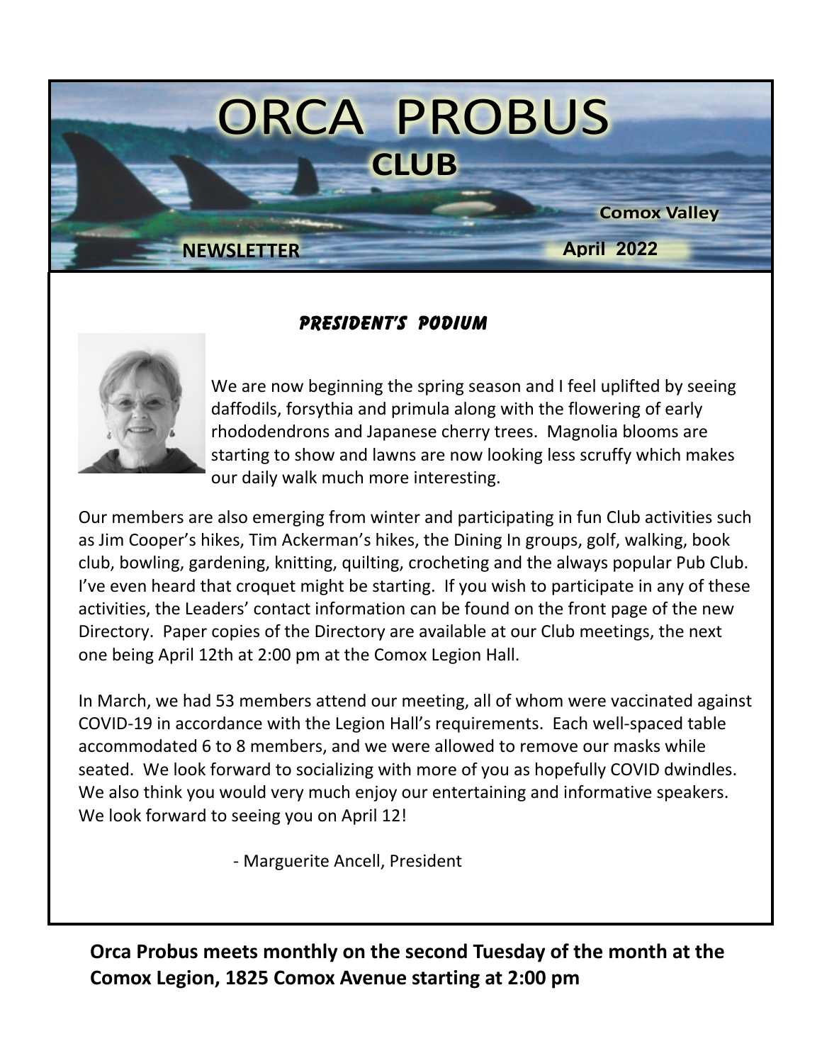# ORCA PROBUS

## CLUB

**Comox Valley**

**NEWSLETTER** **April 2022**

### *PRESIDENT'S PODIUM*

We are now beginning the spring season and I feel uplifted by seeing daffodils, forsythia and primula along with the flowering of early rhododendrons and Japanese cherry trees. Magnolia blooms are starting to show and lawns are now looking less scruffy which makes our daily walk much more interesting.

Our members are also emerging from winter and participating in fun Club activities such as Jim Cooper's hikes, Tim Ackerman's hikes, the Dining In groups, golf, walking, book club, bowling, gardening, knitting, quilting, crocheting and the always popular Pub Club. I've even heard that croquet might be starting. If you wish to participate in any of these activities, the Leaders' contact information can be found on the front page of the new Directory. Paper copies of the Directory are available at our Club meetings, the next one being April 12th at 2:00 pm at the Comox Legion Hall.

In March, we had 53 members attend our meeting, all of whom were vaccinated against COVID-19 in accordance with the Legion Hall's requirements. Each well-spaced table accommodated 6 to 8 members, and we were allowed to remove our masks while seated. We look forward to socializing with more of you as hopefully COVID dwindles. We also think you would very much enjoy our entertaining and informative speakers. We look forward to seeing you on April 12!

- Marguerite Ancell, President

**Orca Probus meets monthly on the second Tuesday of the month at the Comox Legion, 1825 Comox Avenue starting at 2:00 pm**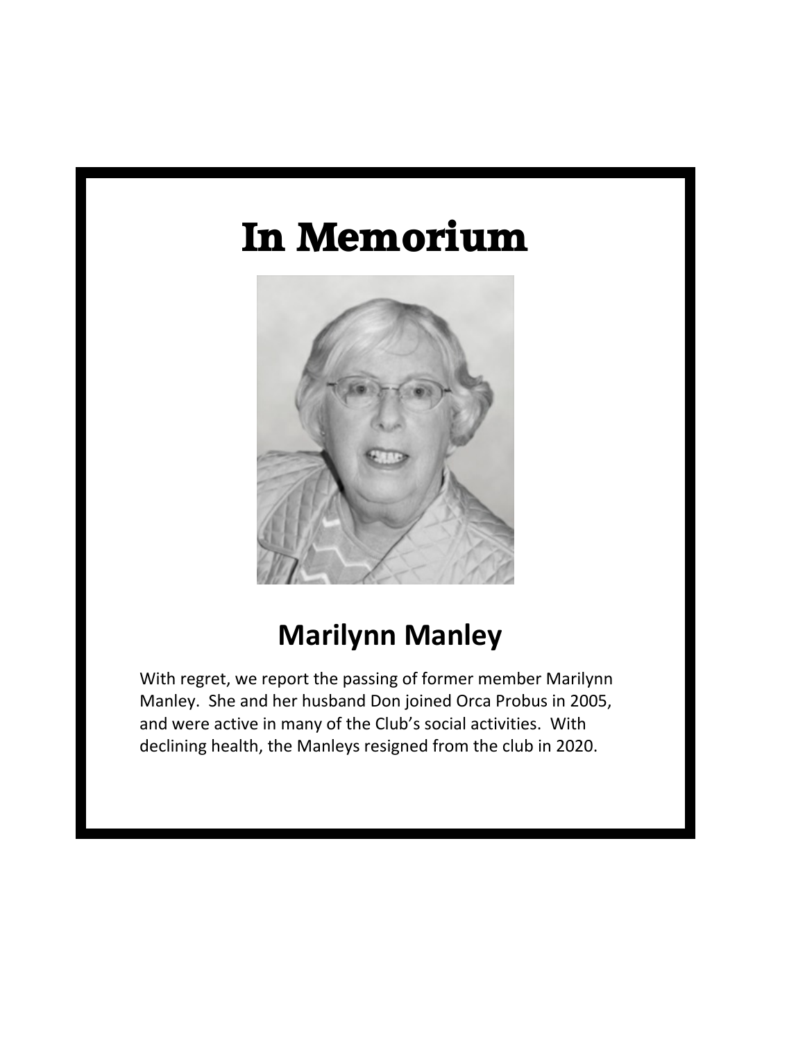# In Memorium

## Marilynn Manley

With regret, we report the passing of former member Marilynn Manley. She and her husband Don joined Orca Probus in 2005, and were active in many of the Club's social activities. With declining health, the Manleys resigned from the club in 2020.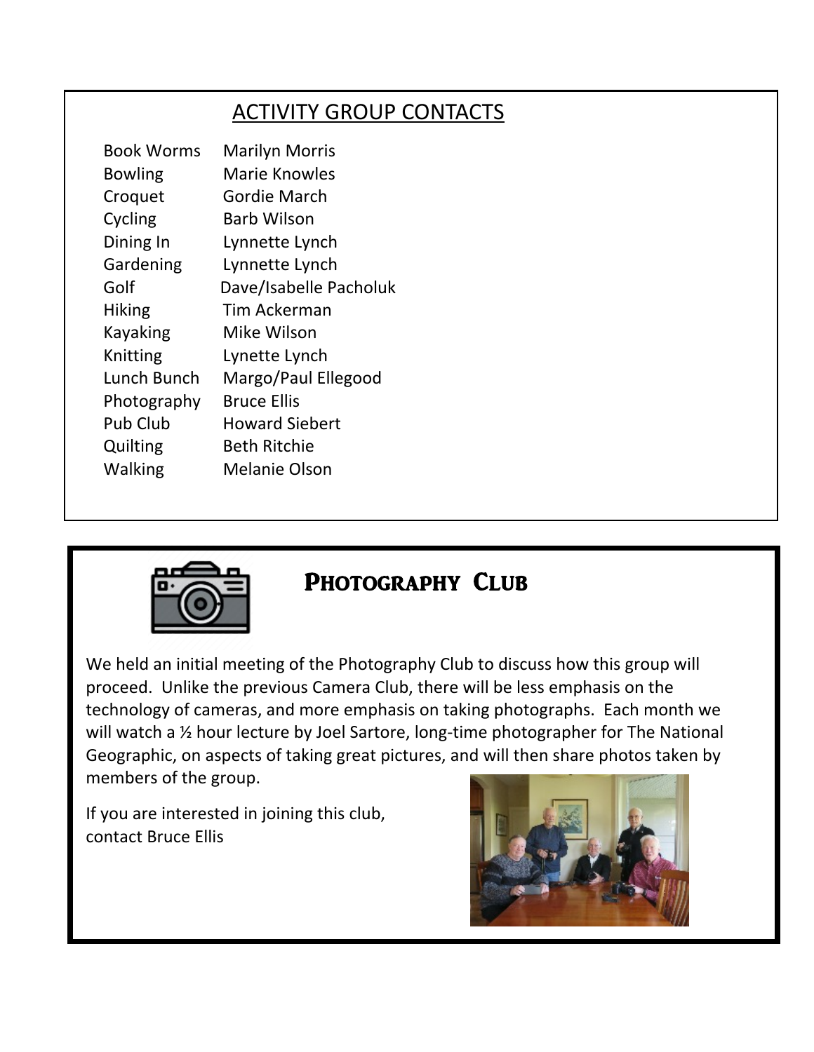## ACTIVITY GROUP CONTACTS

| | |
|---|---|
| Book Worms | Marilyn Morris |
| Bowling | Marie Knowles |
| Croquet | Gordie March |
| Cycling | Barb Wilson |
| Dining In | Lynnette Lynch |
| Gardening | Lynnette Lynch |
| Golf | Dave/Isabelle Pacholuk |
| Hiking | Tim Ackerman |
| Kayaking | Mike Wilson |
| Knitting | Lynette Lynch |
| Lunch Bunch | Margo/Paul Ellegood |
| Photography | Bruce Ellis |
| Pub Club | Howard Siebert |
| Quilting | Beth Ritchie |
| Walking | Melanie Olson |

## PHOTOGRAPHY CLUB

We held an initial meeting of the Photography Club to discuss how this group will proceed. Unlike the previous Camera Club, there will be less emphasis on the technology of cameras, and more emphasis on taking photographs. Each month we will watch a ½ hour lecture by Joel Sartore, long-time photographer for The National Geographic, on aspects of taking great pictures, and will then share photos taken by members of the group.

If you are interested in joining this club, contact Bruce Ellis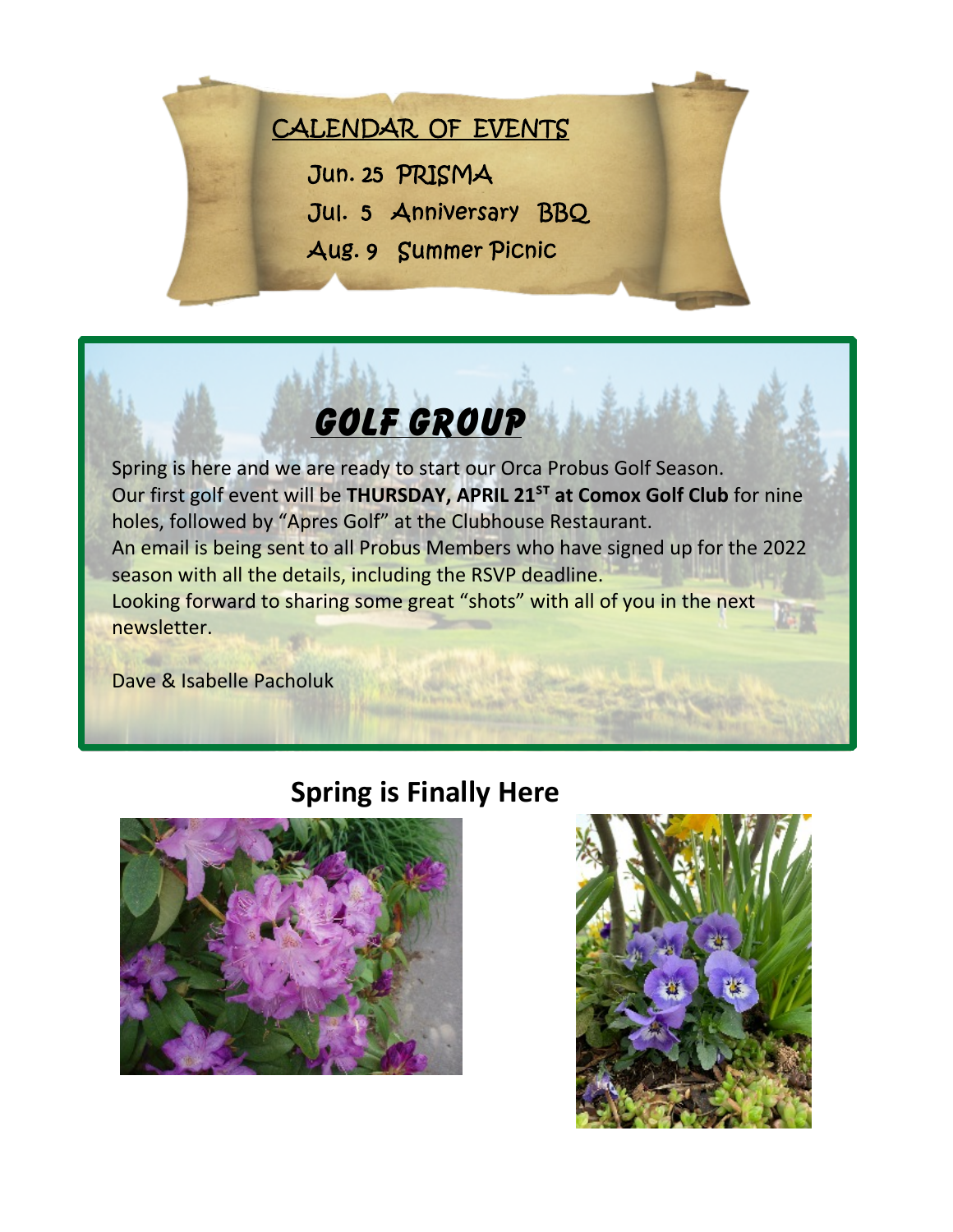## CALENDAR OF EVENTS

Jun. 25 PRISMA

Jul. 5 Anniversary BBQ

Aug. 9 Summer Picnic

# ***GOLF GROUP***

Spring is here and we are ready to start our Orca Probus Golf Season.
Our first golf event will be **THURSDAY, APRIL 21ST at Comox Golf Club** for nine holes, followed by "Apres Golf" at the Clubhouse Restaurant.
An email is being sent to all Probus Members who have signed up for the 2022 season with all the details, including the RSVP deadline.
Looking forward to sharing some great "shots" with all of you in the next newsletter.

Dave & Isabelle Pacholuk

## **Spring is Finally Here**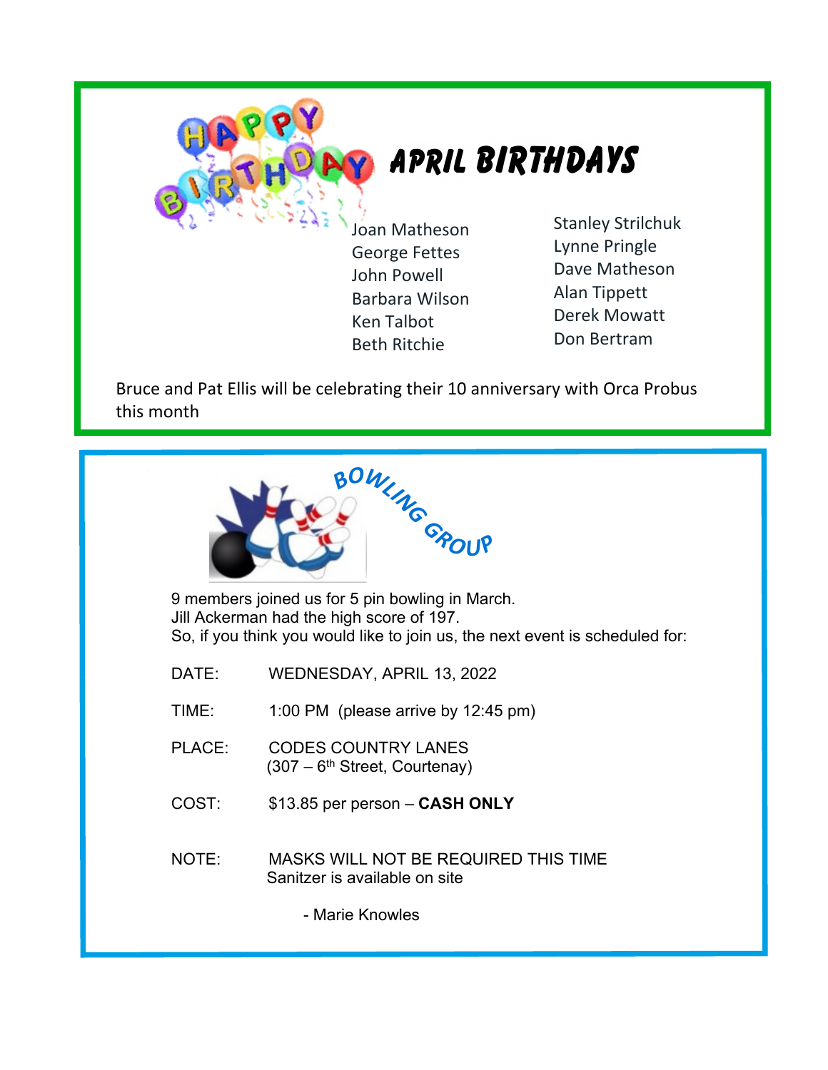## APRIL BIRTHDAYS

Joan Matheson
George Fettes
John Powell
Barbara Wilson
Ken Talbot
Beth Ritchie

Stanley Strilchuk
Lynne Pringle
Dave Matheson
Alan Tippett
Derek Mowatt
Don Bertram

Bruce and Pat Ellis will be celebrating their 10 anniversary with Orca Probus this month

## BOWLING GROUP

9 members joined us for 5 pin bowling in March.
Jill Ackerman had the high score of 197.
So, if you think you would like to join us, the next event is scheduled for:

DATE: WEDNESDAY, APRIL 13, 2022

TIME: 1:00 PM (please arrive by 12:45 pm)

PLACE: CODES COUNTRY LANES
(307 – 6th Street, Courtenay)

COST: $13.85 per person – **CASH ONLY**

NOTE: MASKS WILL NOT BE REQUIRED THIS TIME
Sanitzer is available on site

- Marie Knowles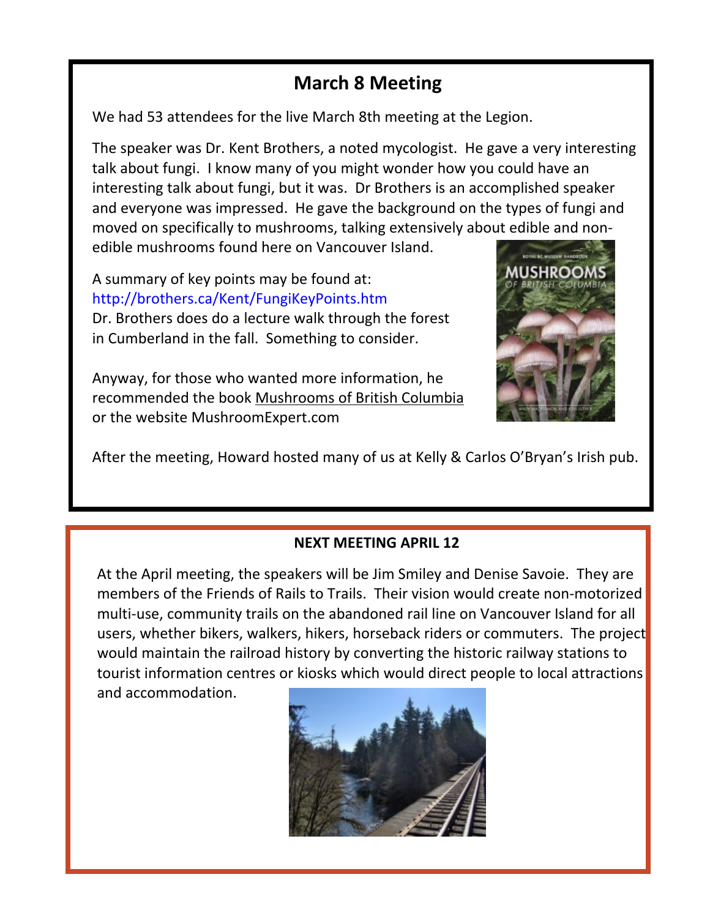## March 8 Meeting

We had 53 attendees for the live March 8th meeting at the Legion.

The speaker was Dr. Kent Brothers, a noted mycologist. He gave a very interesting talk about fungi. I know many of you might wonder how you could have an interesting talk about fungi, but it was. Dr Brothers is an accomplished speaker and everyone was impressed. He gave the background on the types of fungi and moved on specifically to mushrooms, talking extensively about edible and non-edible mushrooms found here on Vancouver Island.

A summary of key points may be found at:
http://brothers.ca/Kent/FungiKeyPoints.htm
Dr. Brothers does do a lecture walk through the forest in Cumberland in the fall. Something to consider.

Anyway, for those who wanted more information, he recommended the book Mushrooms of British Columbia or the website MushroomExpert.com

After the meeting, Howard hosted many of us at Kelly & Carlos O'Bryan's Irish pub.

### NEXT MEETING APRIL 12

At the April meeting, the speakers will be Jim Smiley and Denise Savoie. They are members of the Friends of Rails to Trails. Their vision would create non-motorized multi-use, community trails on the abandoned rail line on Vancouver Island for all users, whether bikers, walkers, hikers, horseback riders or commuters. The project would maintain the railroad history by converting the historic railway stations to tourist information centres or kiosks which would direct people to local attractions and accommodation.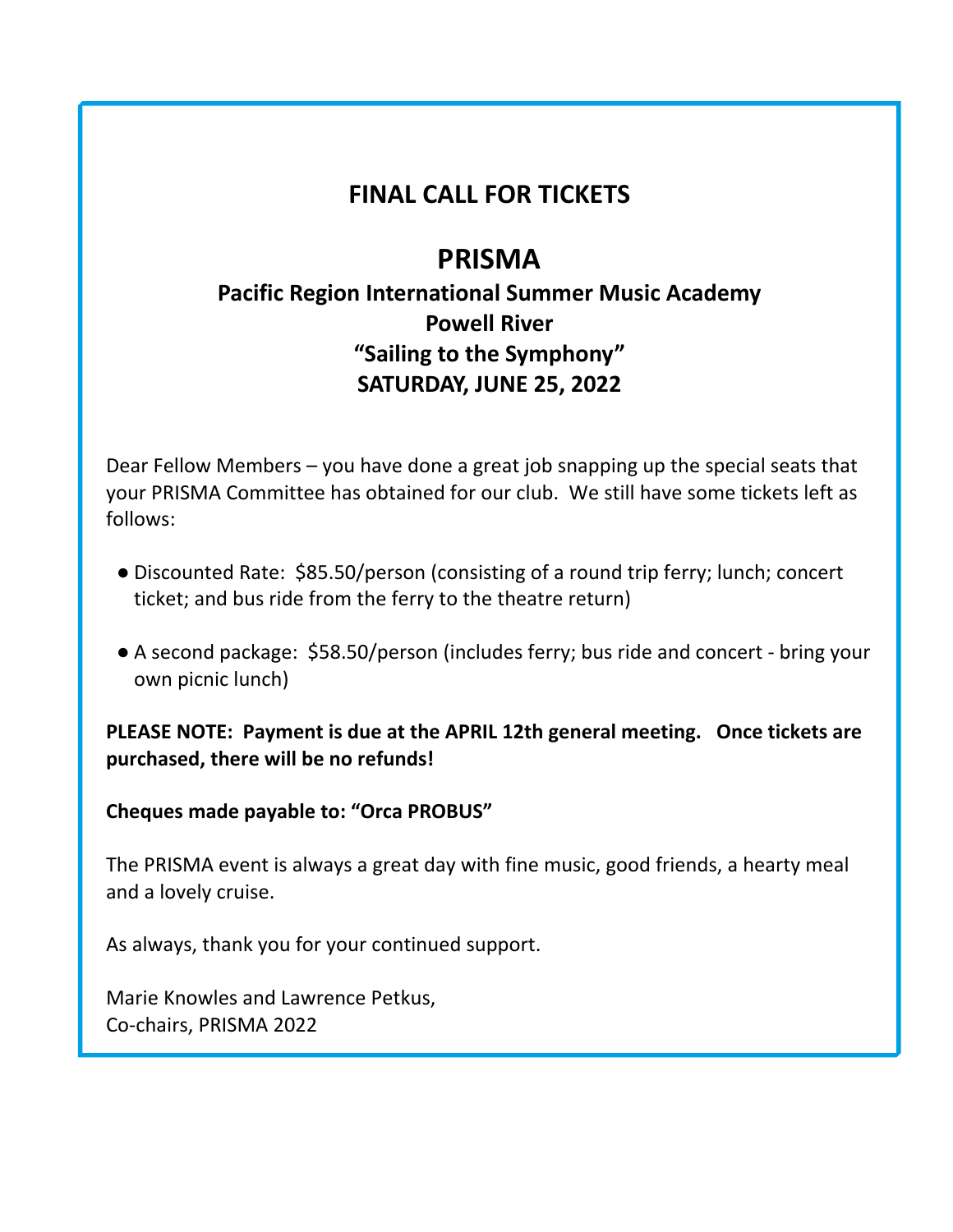## FINAL CALL FOR TICKETS

# PRISMA

### Pacific Region International Summer Music Academy
### Powell River
### "Sailing to the Symphony"
### SATURDAY, JUNE 25, 2022

Dear Fellow Members – you have done a great job snapping up the special seats that your PRISMA Committee has obtained for our club. We still have some tickets left as follows:

- Discounted Rate: $85.50/person (consisting of a round trip ferry; lunch; concert ticket; and bus ride from the ferry to the theatre return)
- A second package: $58.50/person (includes ferry; bus ride and concert - bring your own picnic lunch)

**PLEASE NOTE: Payment is due at the APRIL 12th general meeting. Once tickets are purchased, there will be no refunds!**

**Cheques made payable to: "Orca PROBUS"**

The PRISMA event is always a great day with fine music, good friends, a hearty meal and a lovely cruise.

As always, thank you for your continued support.

Marie Knowles and Lawrence Petkus,
Co-chairs, PRISMA 2022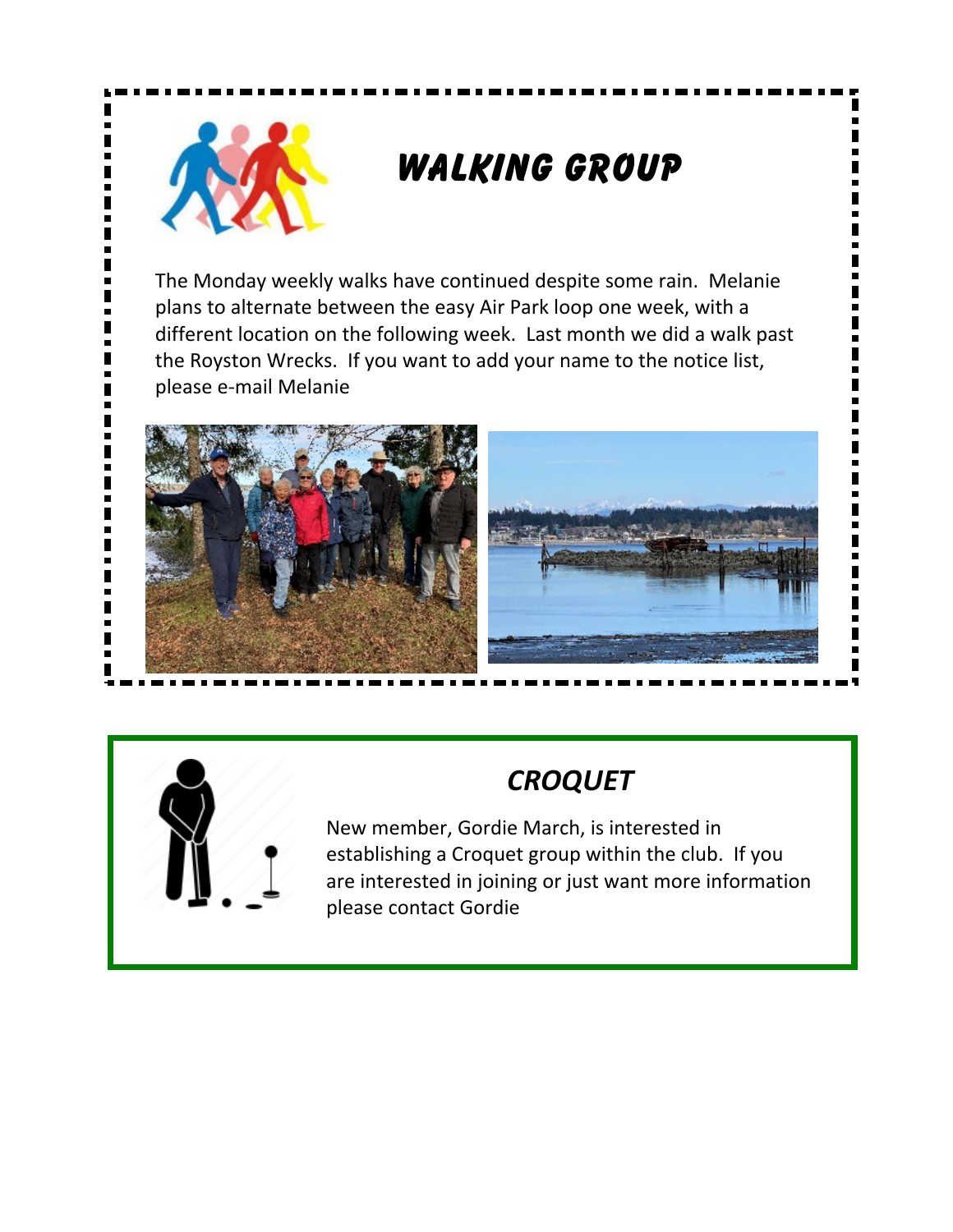## WALKING GROUP

The Monday weekly walks have continued despite some rain. Melanie plans to alternate between the easy Air Park loop one week, with a different location on the following week. Last month we did a walk past the Royston Wrecks. If you want to add your name to the notice list, please e-mail Melanie

## *CROQUET*

New member, Gordie March, is interested in establishing a Croquet group within the club. If you are interested in joining or just want more information please contact Gordie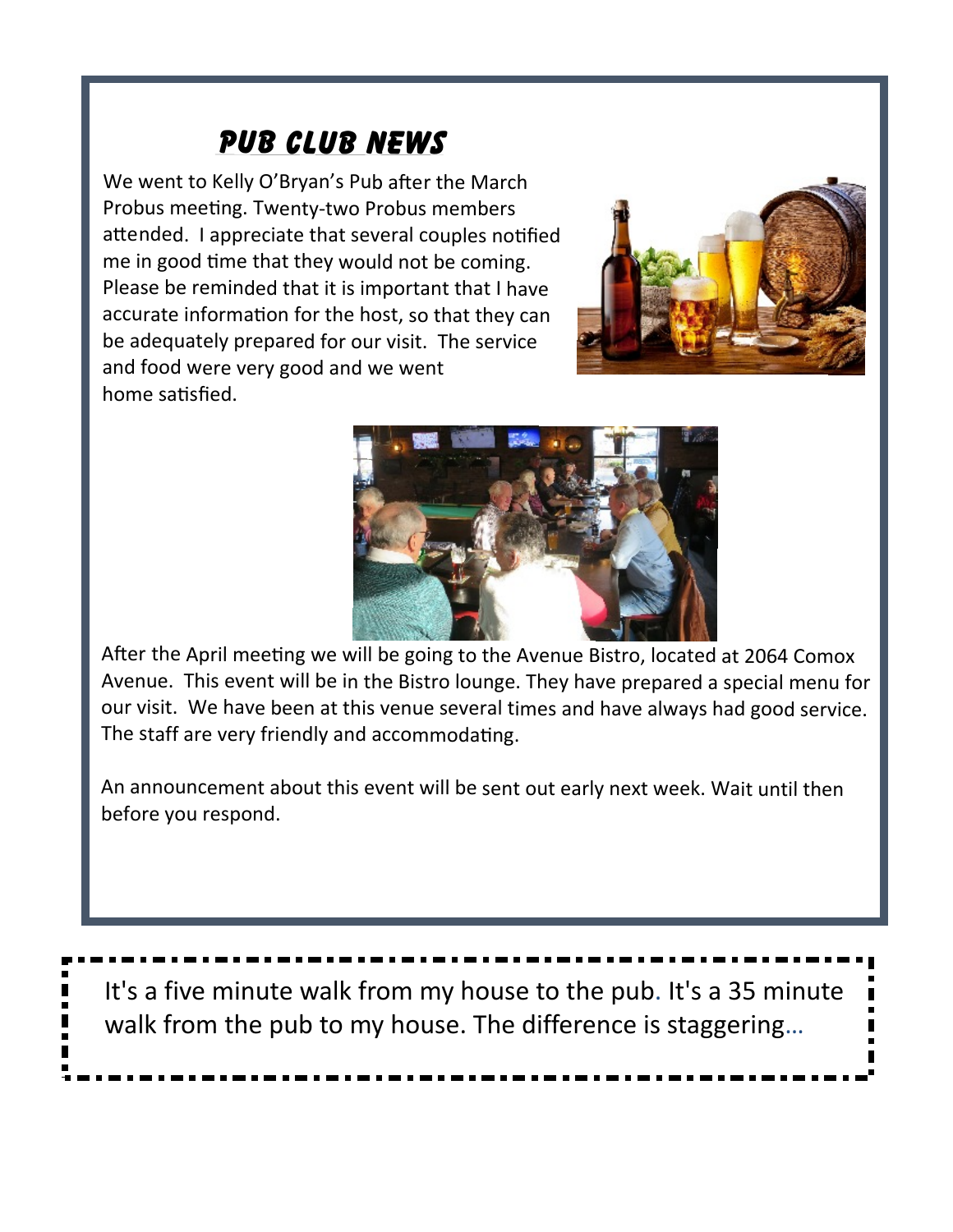## PUB CLUB NEWS

We went to Kelly O'Bryan's Pub after the March Probus meeting. Twenty-two Probus members attended. I appreciate that several couples notified me in good time that they would not be coming. Please be reminded that it is important that I have accurate information for the host, so that they can be adequately prepared for our visit. The service and food were very good and we went home satisfied.

After the April meeting we will be going to the Avenue Bistro, located at 2064 Comox Avenue. This event will be in the Bistro lounge. They have prepared a special menu for our visit. We have been at this venue several times and have always had good service. The staff are very friendly and accommodating.

An announcement about this event will be sent out early next week. Wait until then before you respond.

It's a five minute walk from my house to the pub. It's a 35 minute walk from the pub to my house. The difference is staggering…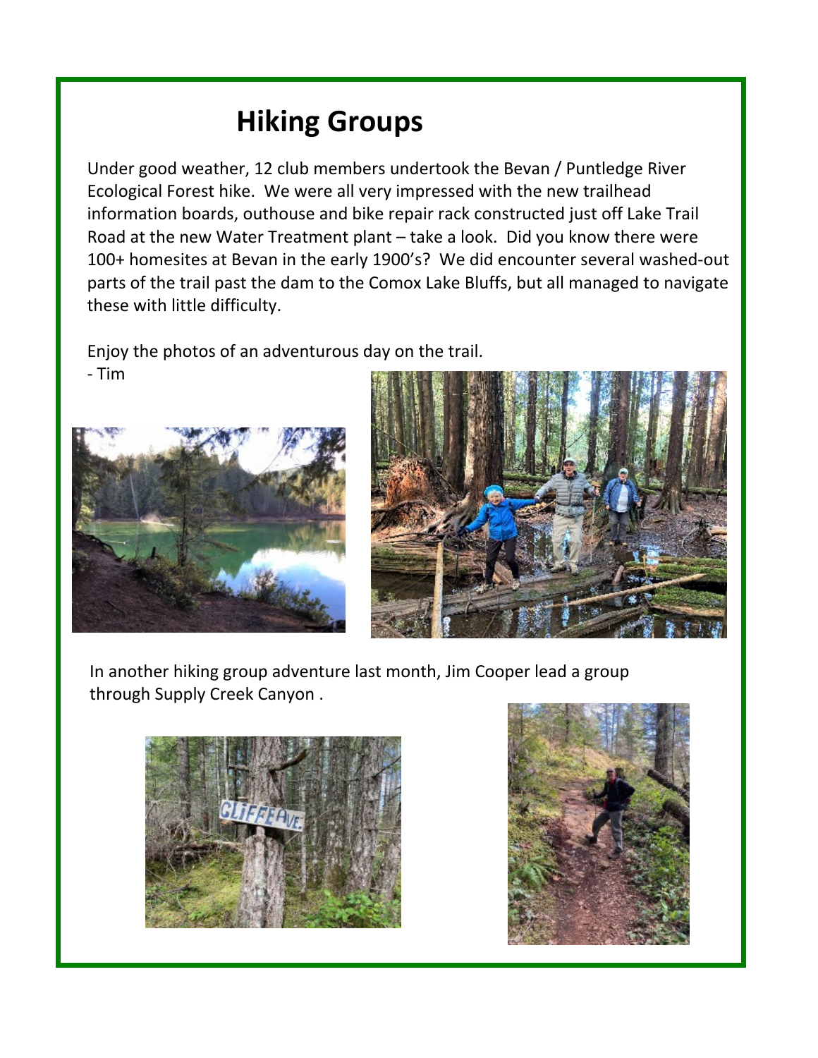# Hiking Groups

Under good weather, 12 club members undertook the Bevan / Puntledge River Ecological Forest hike. We were all very impressed with the new trailhead information boards, outhouse and bike repair rack constructed just off Lake Trail Road at the new Water Treatment plant – take a look. Did you know there were 100+ homesites at Bevan in the early 1900's? We did encounter several washed-out parts of the trail past the dam to the Comox Lake Bluffs, but all managed to navigate these with little difficulty.

Enjoy the photos of an adventurous day on the trail.
- Tim

In another hiking group adventure last month, Jim Cooper lead a group through Supply Creek Canyon .